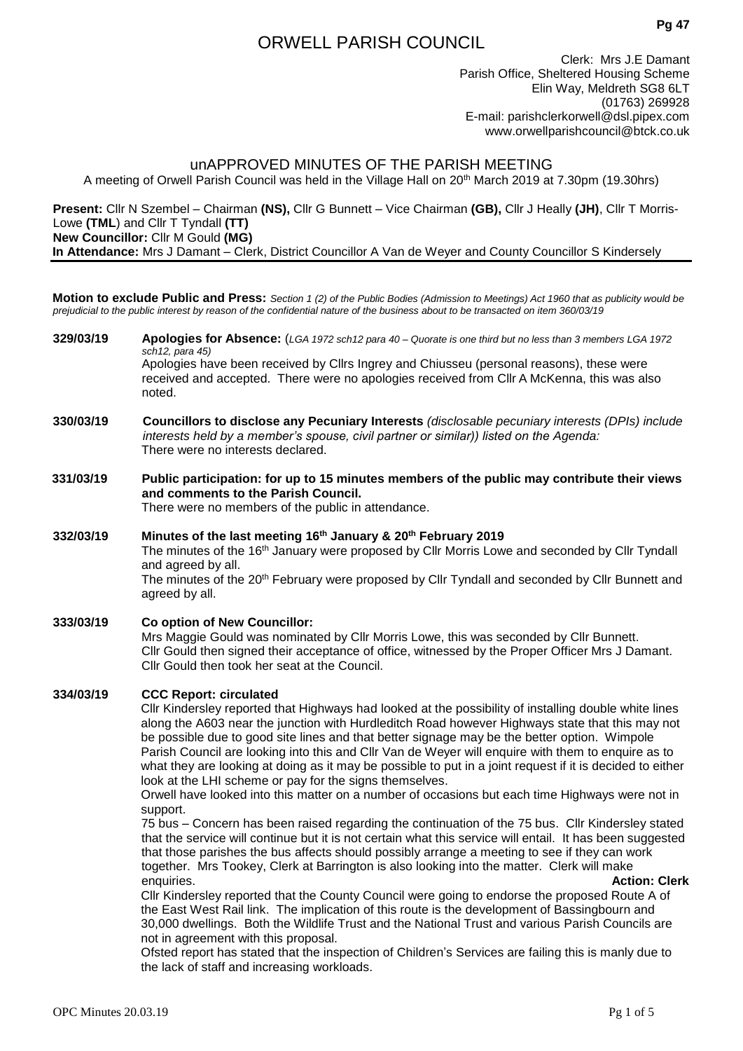# ORWELL PARISH COUNCIL

Clerk: Mrs J.E Damant
Parish Office, Sheltered Housing Scheme
Elin Way, Meldreth SG8 6LT
(01763) 269928
E-mail: parishclerkorwell@dsl.pipex.com
www.orwellparishcouncil@btck.co.uk

## unAPPROVED MINUTES OF THE PARISH MEETING

A meeting of Orwell Parish Council was held in the Village Hall on 20th March 2019 at 7.30pm (19.30hrs)

**Present:** Cllr N Szembel – Chairman **(NS),** Cllr G Bunnett – Vice Chairman **(GB),** Cllr J Heally **(JH)**, Cllr T Morris-Lowe **(TML)** and Cllr T Tyndall **(TT)**
**New Councillor:** Cllr M Gould **(MG)**
**In Attendance:** Mrs J Damant – Clerk, District Councillor A Van de Weyer and County Councillor S Kindersely

---

**Motion to exclude Public and Press:** *Section 1 (2) of the Public Bodies (Admission to Meetings) Act 1960 that as publicity would be prejudicial to the public interest by reason of the confidential nature of the business about to be transacted on item 360/03/19*

**329/03/19 Apologies for Absence:** (*LGA 1972 sch12 para 40 – Quorate is one third but no less than 3 members LGA 1972 sch12, para 45)*
Apologies have been received by Cllrs Ingrey and Chiusseu (personal reasons), these were received and accepted. There were no apologies received from Cllr A McKenna, this was also noted.

**330/03/19 Councillors to disclose any Pecuniary Interests** *(disclosable pecuniary interests (DPIs) include interests held by a member's spouse, civil partner or similar)) listed on the Agenda:*
There were no interests declared.

**331/03/19 Public participation: for up to 15 minutes members of the public may contribute their views and comments to the Parish Council.**
There were no members of the public in attendance.

**332/03/19 Minutes of the last meeting 16th January & 20th February 2019**
The minutes of the 16th January were proposed by Cllr Morris Lowe and seconded by Cllr Tyndall and agreed by all.
The minutes of the 20th February were proposed by Cllr Tyndall and seconded by Cllr Bunnett and agreed by all.

**333/03/19 Co option of New Councillor:**
Mrs Maggie Gould was nominated by Cllr Morris Lowe, this was seconded by Cllr Bunnett.
Cllr Gould then signed their acceptance of office, witnessed by the Proper Officer Mrs J Damant.
Cllr Gould then took her seat at the Council.

**334/03/19 CCC Report: circulated**
Cllr Kindersley reported that Highways had looked at the possibility of installing double white lines along the A603 near the junction with Hurdleditch Road however Highways state that this may not be possible due to good site lines and that better signage may be the better option. Wimpole Parish Council are looking into this and Cllr Van de Weyer will enquire with them to enquire as to what they are looking at doing as it may be possible to put in a joint request if it is decided to either look at the LHI scheme or pay for the signs themselves.
Orwell have looked into this matter on a number of occasions but each time Highways were not in support.
75 bus – Concern has been raised regarding the continuation of the 75 bus. Cllr Kindersley stated that the service will continue but it is not certain what this service will entail. It has been suggested that those parishes the bus affects should possibly arrange a meeting to see if they can work together. Mrs Tookey, Clerk at Barrington is also looking into the matter. Clerk will make enquiries. **Action: Clerk**
Cllr Kindersley reported that the County Council were going to endorse the proposed Route A of the East West Rail link. The implication of this route is the development of Bassingbourn and 30,000 dwellings. Both the Wildlife Trust and the National Trust and various Parish Councils are not in agreement with this proposal.
Ofsted report has stated that the inspection of Children's Services are failing this is manly due to the lack of staff and increasing workloads.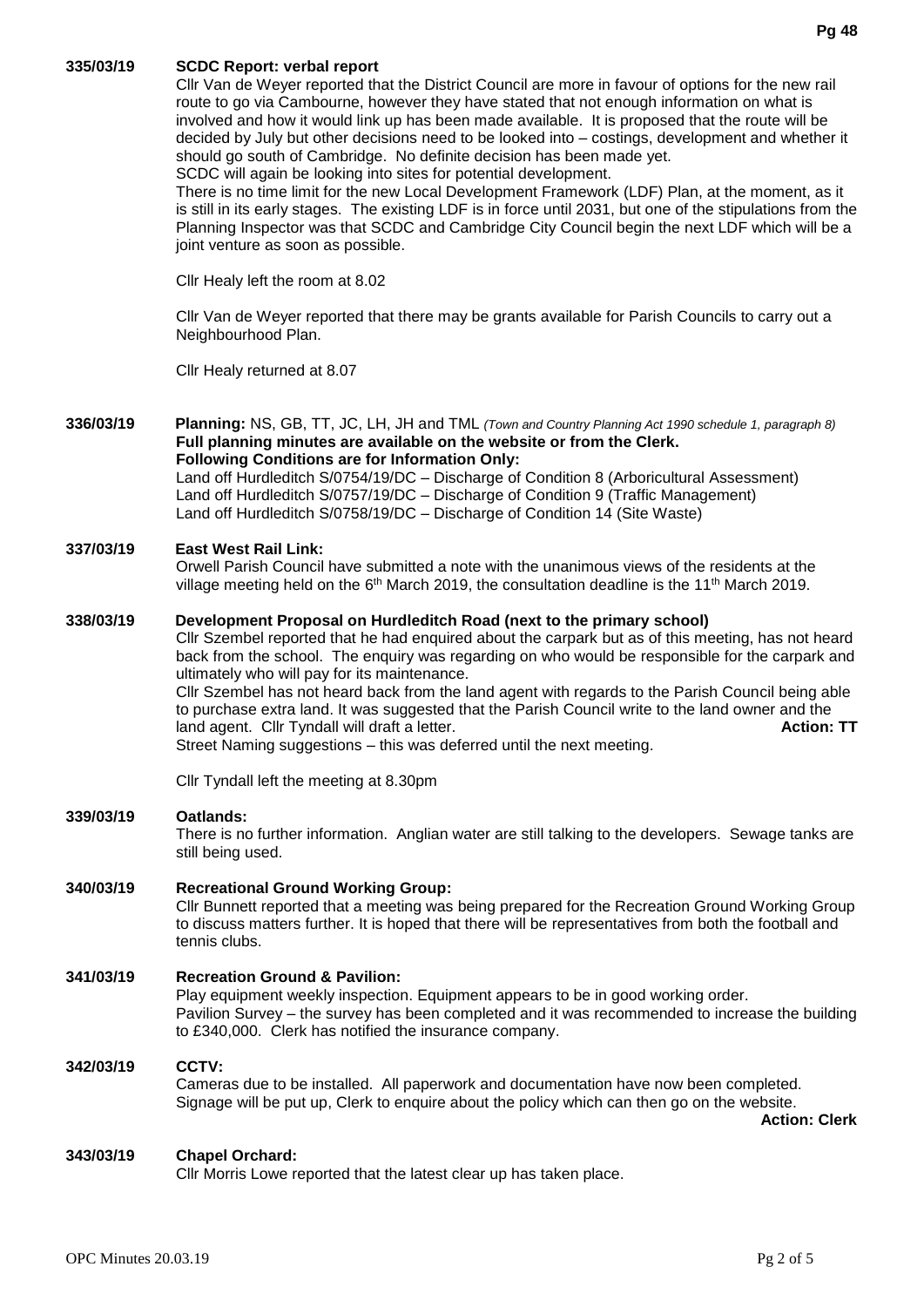**335/03/19 SCDC Report: verbal report**

Cllr Van de Weyer reported that the District Council are more in favour of options for the new rail route to go via Cambourne, however they have stated that not enough information on what is involved and how it would link up has been made available. It is proposed that the route will be decided by July but other decisions need to be looked into – costings, development and whether it should go south of Cambridge. No definite decision has been made yet.
SCDC will again be looking into sites for potential development.
There is no time limit for the new Local Development Framework (LDF) Plan, at the moment, as it is still in its early stages. The existing LDF is in force until 2031, but one of the stipulations from the Planning Inspector was that SCDC and Cambridge City Council begin the next LDF which will be a joint venture as soon as possible.

Cllr Healy left the room at 8.02

Cllr Van de Weyer reported that there may be grants available for Parish Councils to carry out a Neighbourhood Plan.

Cllr Healy returned at 8.07

**336/03/19 Planning:** NS, GB, TT, JC, LH, JH and TML *(Town and Country Planning Act 1990 schedule 1, paragraph 8)*
**Full planning minutes are available on the website or from the Clerk.**
**Following Conditions are for Information Only:**
Land off Hurdleditch S/0754/19/DC – Discharge of Condition 8 (Arboricultural Assessment)
Land off Hurdleditch S/0757/19/DC – Discharge of Condition 9 (Traffic Management)
Land off Hurdleditch S/0758/19/DC – Discharge of Condition 14 (Site Waste)

**337/03/19 East West Rail Link:**
Orwell Parish Council have submitted a note with the unanimous views of the residents at the village meeting held on the 6th March 2019, the consultation deadline is the 11th March 2019.

**338/03/19 Development Proposal on Hurdleditch Road (next to the primary school)**
Cllr Szembel reported that he had enquired about the carpark but as of this meeting, has not heard back from the school. The enquiry was regarding on who would be responsible for the carpark and ultimately who will pay for its maintenance.
Cllr Szembel has not heard back from the land agent with regards to the Parish Council being able to purchase extra land. It was suggested that the Parish Council write to the land owner and the land agent. Cllr Tyndall will draft a letter. **Action: TT**
Street Naming suggestions – this was deferred until the next meeting.

Cllr Tyndall left the meeting at 8.30pm

**339/03/19 Oatlands:**
There is no further information. Anglian water are still talking to the developers. Sewage tanks are still being used.

**340/03/19 Recreational Ground Working Group:**
Cllr Bunnett reported that a meeting was being prepared for the Recreation Ground Working Group to discuss matters further. It is hoped that there will be representatives from both the football and tennis clubs.

**341/03/19 Recreation Ground & Pavilion:**
Play equipment weekly inspection. Equipment appears to be in good working order.
Pavilion Survey – the survey has been completed and it was recommended to increase the building to £340,000. Clerk has notified the insurance company.

**342/03/19 CCTV:**
Cameras due to be installed. All paperwork and documentation have now been completed.
Signage will be put up, Clerk to enquire about the policy which can then go on the website.
**Action: Clerk**

**343/03/19 Chapel Orchard:**
Cllr Morris Lowe reported that the latest clear up has taken place.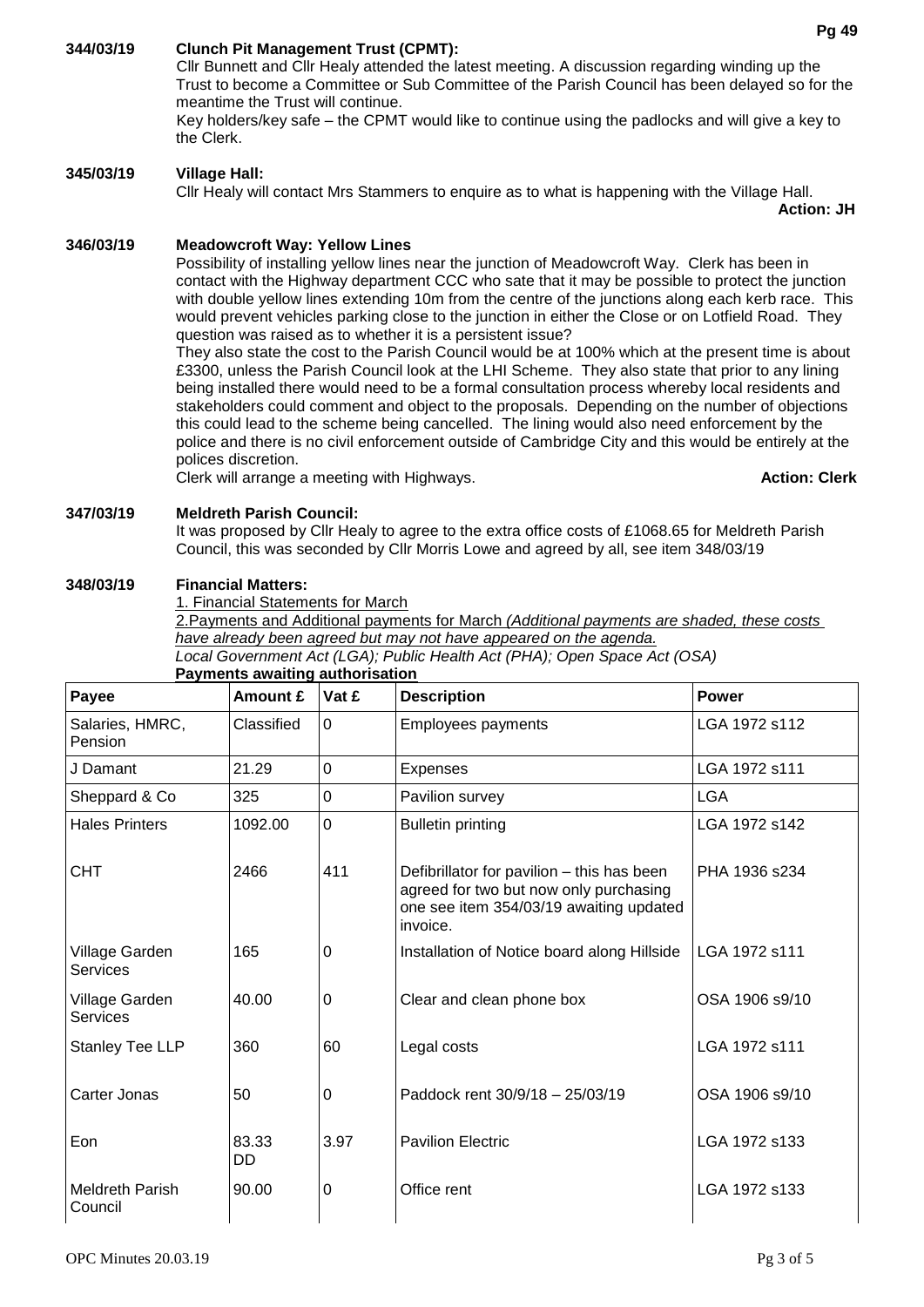**344/03/19 Clunch Pit Management Trust (CPMT):**

Cllr Bunnett and Cllr Healy attended the latest meeting. A discussion regarding winding up the Trust to become a Committee or Sub Committee of the Parish Council has been delayed so for the meantime the Trust will continue.

Key holders/key safe – the CPMT would like to continue using the padlocks and will give a key to the Clerk.

**345/03/19 Village Hall:**

Cllr Healy will contact Mrs Stammers to enquire as to what is happening with the Village Hall.

**Action: JH**

**346/03/19 Meadowcroft Way: Yellow Lines**

Possibility of installing yellow lines near the junction of Meadowcroft Way. Clerk has been in contact with the Highway department CCC who sate that it may be possible to protect the junction with double yellow lines extending 10m from the centre of the junctions along each kerb race. This would prevent vehicles parking close to the junction in either the Close or on Lotfield Road. They question was raised as to whether it is a persistent issue?

They also state the cost to the Parish Council would be at 100% which at the present time is about £3300, unless the Parish Council look at the LHI Scheme. They also state that prior to any lining being installed there would need to be a formal consultation process whereby local residents and stakeholders could comment and object to the proposals. Depending on the number of objections this could lead to the scheme being cancelled. The lining would also need enforcement by the police and there is no civil enforcement outside of Cambridge City and this would be entirely at the polices discretion.

Clerk will arrange a meeting with Highways. **Action: Clerk**

**347/03/19 Meldreth Parish Council:**

It was proposed by Cllr Healy to agree to the extra office costs of £1068.65 for Meldreth Parish Council, this was seconded by Cllr Morris Lowe and agreed by all, see item 348/03/19

**348/03/19 Financial Matters:**

1. Financial Statements for March

2.Payments and Additional payments for March *(Additional payments are shaded, these costs have already been agreed but may not have appeared on the agenda.*

*Local Government Act (LGA); Public Health Act (PHA); Open Space Act (OSA)*

**Payments awaiting authorisation**

| Payee | Amount £ | Vat £ | Description | Power |
|---|---|---|---|---|
| Salaries, HMRC, Pension | Classified | 0 | Employees payments | LGA 1972 s112 |
| J Damant | 21.29 | 0 | Expenses | LGA 1972 s111 |
| Sheppard & Co | 325 | 0 | Pavilion survey | LGA |
| Hales Printers | 1092.00 | 0 | Bulletin printing | LGA 1972 s142 |
| CHT | 2466 | 411 | Defibrillator for pavilion – this has been agreed for two but now only purchasing one see item 354/03/19 awaiting updated invoice. | PHA 1936 s234 |
| Village Garden Services | 165 | 0 | Installation of Notice board along Hillside | LGA 1972 s111 |
| Village Garden Services | 40.00 | 0 | Clear and clean phone box | OSA 1906 s9/10 |
| Stanley Tee LLP | 360 | 60 | Legal costs | LGA 1972 s111 |
| Carter Jonas | 50 | 0 | Paddock rent 30/9/18 – 25/03/19 | OSA 1906 s9/10 |
| Eon | 83.33 DD | 3.97 | Pavilion Electric | LGA 1972 s133 |
| Meldreth Parish Council | 90.00 | 0 | Office rent | LGA 1972 s133 |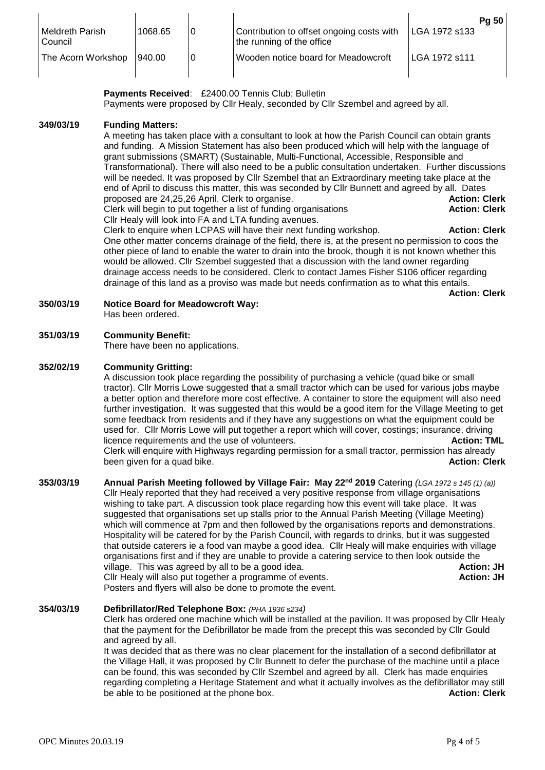| | | | | |
|---|---|---|---|---|
| Meldreth Parish Council | 1068.65 | 0 | Contribution to offset ongoing costs with the running of the office | LGA 1972 s133 |
| The Acorn Workshop | 940.00 | 0 | Wooden notice board for Meadowcroft | LGA 1972 s111 |

**Payments Received**: £2400.00 Tennis Club; Bulletin
Payments were proposed by Cllr Healy, seconded by Cllr Szembel and agreed by all.

**349/03/19 Funding Matters:**

A meeting has taken place with a consultant to look at how the Parish Council can obtain grants and funding. A Mission Statement has also been produced which will help with the language of grant submissions (SMART) (Sustainable, Multi-Functional, Accessible, Responsible and Transformational). There will also need to be a public consultation undertaken. Further discussions will be needed. It was proposed by Cllr Szembel that an Extraordinary meeting take place at the end of April to discuss this matter, this was seconded by Cllr Bunnett and agreed by all. Dates proposed are 24,25,26 April. Clerk to organise. **Action: Clerk**

Clerk will begin to put together a list of funding organisations **Action: Clerk**

Cllr Healy will look into FA and LTA funding avenues.

Clerk to enquire when LCPAS will have their next funding workshop. **Action: Clerk**

One other matter concerns drainage of the field, there is, at the present no permission to coos the other piece of land to enable the water to drain into the brook, though it is not known whether this would be allowed. Cllr Szembel suggested that a discussion with the land owner regarding drainage access needs to be considered. Clerk to contact James Fisher S106 officer regarding drainage of this land as a proviso was made but needs confirmation as to what this entails. **Action: Clerk**

**350/03/19 Notice Board for Meadowcroft Way:**

Has been ordered.

**351/03/19 Community Benefit:**

There have been no applications.

**352/02/19 Community Gritting:**

A discussion took place regarding the possibility of purchasing a vehicle (quad bike or small tractor). Cllr Morris Lowe suggested that a small tractor which can be used for various jobs maybe a better option and therefore more cost effective. A container to store the equipment will also need further investigation. It was suggested that this would be a good item for the Village Meeting to get some feedback from residents and if they have any suggestions on what the equipment could be used for. Cllr Morris Lowe will put together a report which will cover, costings; insurance, driving licence requirements and the use of volunteers. **Action: TML**

Clerk will enquire with Highways regarding permission for a small tractor, permission has already been given for a quad bike. **Action: Clerk**

**353/03/19 Annual Parish Meeting followed by Village Fair: May 22nd 2019** Catering *(LGA 1972 s 145 (1) (a))*

Cllr Healy reported that they had received a very positive response from village organisations wishing to take part. A discussion took place regarding how this event will take place. It was suggested that organisations set up stalls prior to the Annual Parish Meeting (Village Meeting) which will commence at 7pm and then followed by the organisations reports and demonstrations. Hospitality will be catered for by the Parish Council, with regards to drinks, but it was suggested that outside caterers ie a food van maybe a good idea. Cllr Healy will make enquiries with village organisations first and if they are unable to provide a catering service to then look outside the village. This was agreed by all to be a good idea. **Action: JH**

Cllr Healy will also put together a programme of events. **Action: JH**

Posters and flyers will also be done to promote the event.

**354/03/19 Defibrillator/Red Telephone Box:** *(PHA 1936 s234)*

Clerk has ordered one machine which will be installed at the pavilion. It was proposed by Cllr Healy that the payment for the Defibrillator be made from the precept this was seconded by Cllr Gould and agreed by all.

It was decided that as there was no clear placement for the installation of a second defibrillator at the Village Hall, it was proposed by Cllr Bunnett to defer the purchase of the machine until a place can be found, this was seconded by Cllr Szembel and agreed by all. Clerk has made enquiries regarding completing a Heritage Statement and what it actually involves as the defibrillator may still be able to be positioned at the phone box. **Action: Clerk**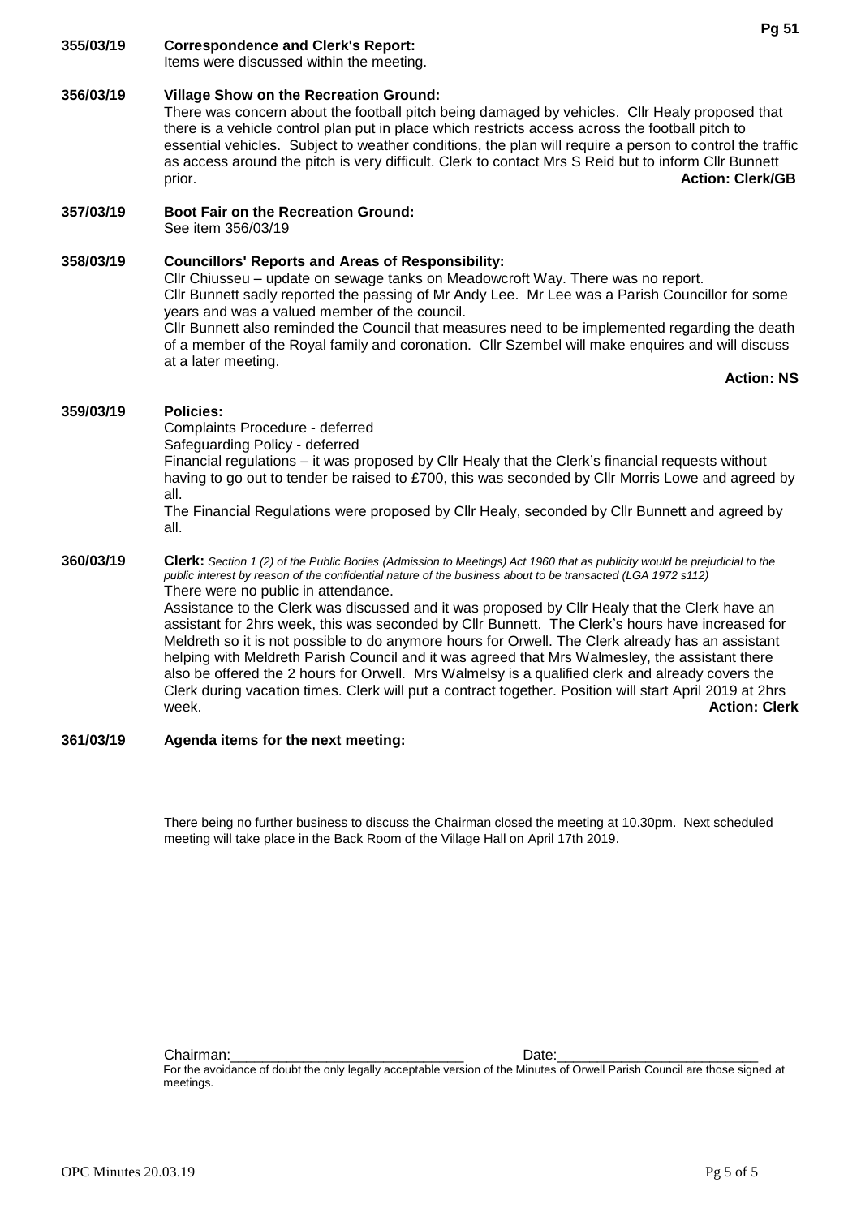**355/03/19 Correspondence and Clerk's Report:**
Items were discussed within the meeting.

**356/03/19 Village Show on the Recreation Ground:**
There was concern about the football pitch being damaged by vehicles. Cllr Healy proposed that there is a vehicle control plan put in place which restricts access across the football pitch to essential vehicles. Subject to weather conditions, the plan will require a person to control the traffic as access around the pitch is very difficult. Clerk to contact Mrs S Reid but to inform Cllr Bunnett prior. **Action: Clerk/GB**

**357/03/19 Boot Fair on the Recreation Ground:**
See item 356/03/19

**358/03/19 Councillors' Reports and Areas of Responsibility:**
Cllr Chiusseu – update on sewage tanks on Meadowcroft Way. There was no report.
Cllr Bunnett sadly reported the passing of Mr Andy Lee. Mr Lee was a Parish Councillor for some years and was a valued member of the council.
Cllr Bunnett also reminded the Council that measures need to be implemented regarding the death of a member of the Royal family and coronation. Cllr Szembel will make enquires and will discuss at a later meeting.

**Action: NS**

**359/03/19 Policies:**
Complaints Procedure - deferred
Safeguarding Policy - deferred
Financial regulations – it was proposed by Cllr Healy that the Clerk's financial requests without having to go out to tender be raised to £700, this was seconded by Cllr Morris Lowe and agreed by all.
The Financial Regulations were proposed by Cllr Healy, seconded by Cllr Bunnett and agreed by all.

**360/03/19 Clerk:** *Section 1 (2) of the Public Bodies (Admission to Meetings) Act 1960 that as publicity would be prejudicial to the public interest by reason of the confidential nature of the business about to be transacted (LGA 1972 s112)*
There were no public in attendance.
Assistance to the Clerk was discussed and it was proposed by Cllr Healy that the Clerk have an assistant for 2hrs week, this was seconded by Cllr Bunnett. The Clerk's hours have increased for Meldreth so it is not possible to do anymore hours for Orwell. The Clerk already has an assistant helping with Meldreth Parish Council and it was agreed that Mrs Walmesley, the assistant there also be offered the 2 hours for Orwell. Mrs Walmelsy is a qualified clerk and already covers the Clerk during vacation times. Clerk will put a contract together. Position will start April 2019 at 2hrs week. **Action: Clerk**

**361/03/19 Agenda items for the next meeting:**

There being no further business to discuss the Chairman closed the meeting at 10.30pm. Next scheduled meeting will take place in the Back Room of the Village Hall on April 17th 2019.

Chairman:\_\_\_\_\_\_\_\_\_\_\_\_\_\_\_\_\_\_\_\_\_\_\_\_\_\_\_\_\_\_ Date:\_\_\_\_\_\_\_\_\_\_\_\_\_\_\_\_\_\_\_\_\_\_\_\_\_\_

For the avoidance of doubt the only legally acceptable version of the Minutes of Orwell Parish Council are those signed at meetings.